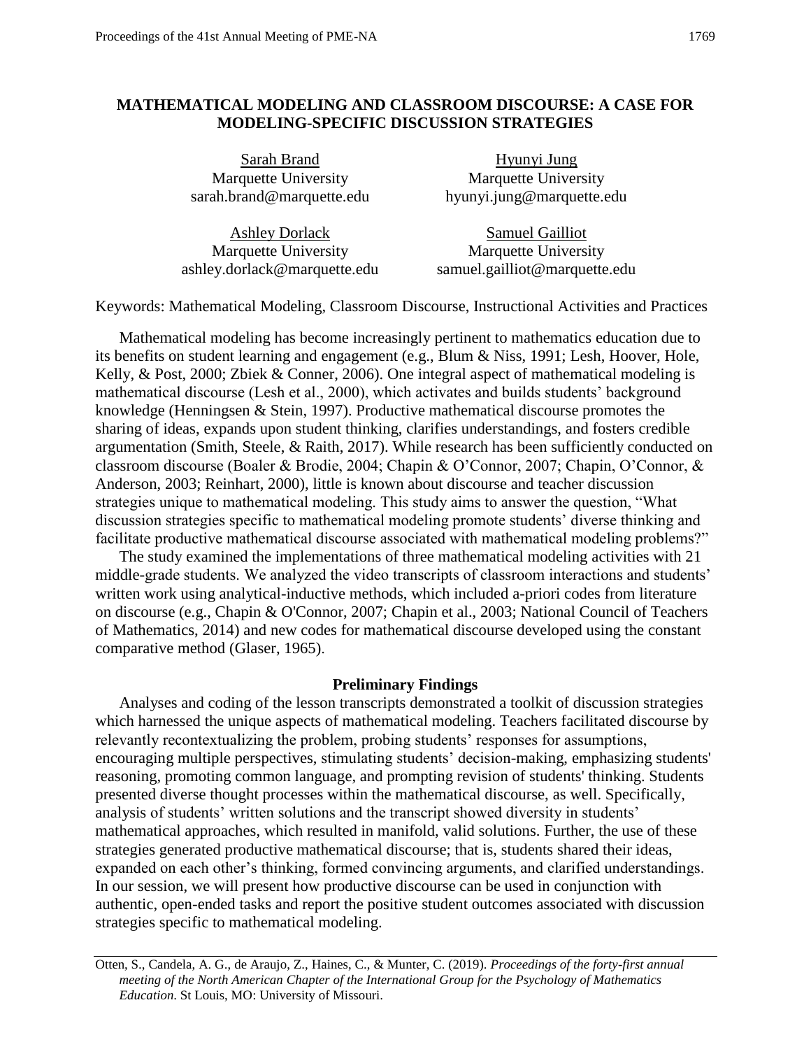# MATHEMATICAL MODELING AND CLASSROOM DISCOURSE: A CASE FOR MODELING-SPECIFIC DISCUSSION STRATEGIES

Sarah Brand
Marquette University
sarah.brand@marquette.edu

Hyunyi Jung
Marquette University
hyunyi.jung@marquette.edu

Ashley Dorlack
Marquette University
ashley.dorlack@marquette.edu

Samuel Gailliot
Marquette University
samuel.gailliot@marquette.edu

Keywords: Mathematical Modeling, Classroom Discourse, Instructional Activities and Practices

Mathematical modeling has become increasingly pertinent to mathematics education due to its benefits on student learning and engagement (e.g., Blum & Niss, 1991; Lesh, Hoover, Hole, Kelly, & Post, 2000; Zbiek & Conner, 2006). One integral aspect of mathematical modeling is mathematical discourse (Lesh et al., 2000), which activates and builds students' background knowledge (Henningsen & Stein, 1997). Productive mathematical discourse promotes the sharing of ideas, expands upon student thinking, clarifies understandings, and fosters credible argumentation (Smith, Steele, & Raith, 2017). While research has been sufficiently conducted on classroom discourse (Boaler & Brodie, 2004; Chapin & O'Connor, 2007; Chapin, O'Connor, & Anderson, 2003; Reinhart, 2000), little is known about discourse and teacher discussion strategies unique to mathematical modeling. This study aims to answer the question, "What discussion strategies specific to mathematical modeling promote students' diverse thinking and facilitate productive mathematical discourse associated with mathematical modeling problems?"

The study examined the implementations of three mathematical modeling activities with 21 middle-grade students. We analyzed the video transcripts of classroom interactions and students' written work using analytical-inductive methods, which included a-priori codes from literature on discourse (e.g., Chapin & O'Connor, 2007; Chapin et al., 2003; National Council of Teachers of Mathematics, 2014) and new codes for mathematical discourse developed using the constant comparative method (Glaser, 1965).

## Preliminary Findings

Analyses and coding of the lesson transcripts demonstrated a toolkit of discussion strategies which harnessed the unique aspects of mathematical modeling. Teachers facilitated discourse by relevantly recontextualizing the problem, probing students' responses for assumptions, encouraging multiple perspectives, stimulating students' decision-making, emphasizing students' reasoning, promoting common language, and prompting revision of students' thinking. Students presented diverse thought processes within the mathematical discourse, as well. Specifically, analysis of students' written solutions and the transcript showed diversity in students' mathematical approaches, which resulted in manifold, valid solutions. Further, the use of these strategies generated productive mathematical discourse; that is, students shared their ideas, expanded on each other's thinking, formed convincing arguments, and clarified understandings. In our session, we will present how productive discourse can be used in conjunction with authentic, open-ended tasks and report the positive student outcomes associated with discussion strategies specific to mathematical modeling.

Otten, S., Candela, A. G., de Araujo, Z., Haines, C., & Munter, C. (2019). *Proceedings of the forty-first annual meeting of the North American Chapter of the International Group for the Psychology of Mathematics Education*. St Louis, MO: University of Missouri.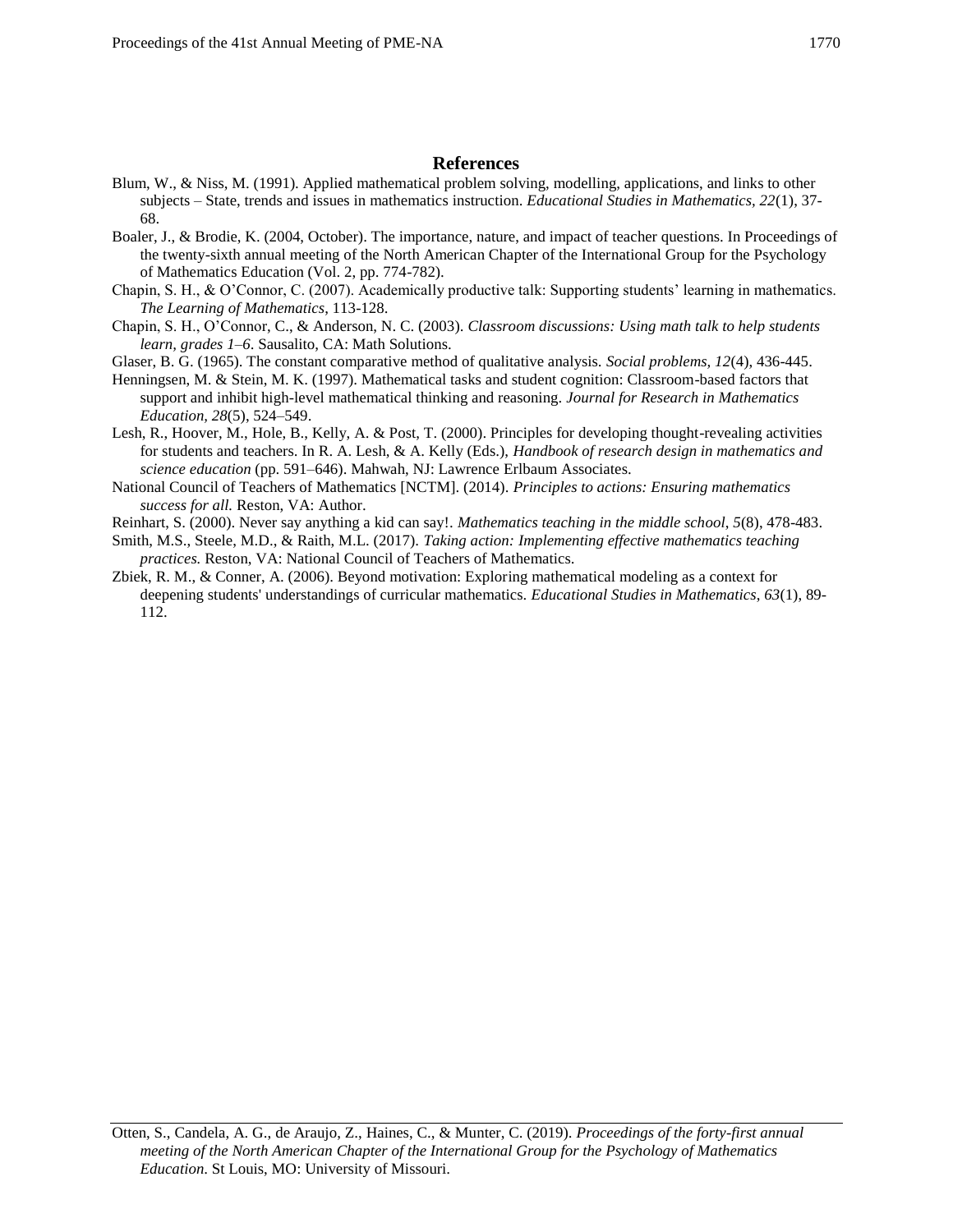## References

Blum, W., & Niss, M. (1991). Applied mathematical problem solving, modelling, applications, and links to other subjects – State, trends and issues in mathematics instruction. *Educational Studies in Mathematics, 22*(1), 37-68.

Boaler, J., & Brodie, K. (2004, October). The importance, nature, and impact of teacher questions. In Proceedings of the twenty-sixth annual meeting of the North American Chapter of the International Group for the Psychology of Mathematics Education (Vol. 2, pp. 774-782).

Chapin, S. H., & O'Connor, C. (2007). Academically productive talk: Supporting students' learning in mathematics. *The Learning of Mathematics*, 113-128.

Chapin, S. H., O'Connor, C., & Anderson, N. C. (2003). *Classroom discussions: Using math talk to help students learn, grades 1–6*. Sausalito, CA: Math Solutions.

Glaser, B. G. (1965). The constant comparative method of qualitative analysis. *Social problems, 12*(4), 436-445.

Henningsen, M. & Stein, M. K. (1997). Mathematical tasks and student cognition: Classroom-based factors that support and inhibit high-level mathematical thinking and reasoning. *Journal for Research in Mathematics Education, 28*(5), 524–549.

Lesh, R., Hoover, M., Hole, B., Kelly, A. & Post, T. (2000). Principles for developing thought-revealing activities for students and teachers. In R. A. Lesh, & A. Kelly (Eds.), *Handbook of research design in mathematics and science education* (pp. 591–646). Mahwah, NJ: Lawrence Erlbaum Associates.

National Council of Teachers of Mathematics [NCTM]. (2014). *Principles to actions: Ensuring mathematics success for all.* Reston, VA: Author.

Reinhart, S. (2000). Never say anything a kid can say!. *Mathematics teaching in the middle school*, *5*(8), 478-483.

Smith, M.S., Steele, M.D., & Raith, M.L. (2017). *Taking action: Implementing effective mathematics teaching practices.* Reston, VA: National Council of Teachers of Mathematics.

Zbiek, R. M., & Conner, A. (2006). Beyond motivation: Exploring mathematical modeling as a context for deepening students' understandings of curricular mathematics. *Educational Studies in Mathematics*, *63*(1), 89-112.